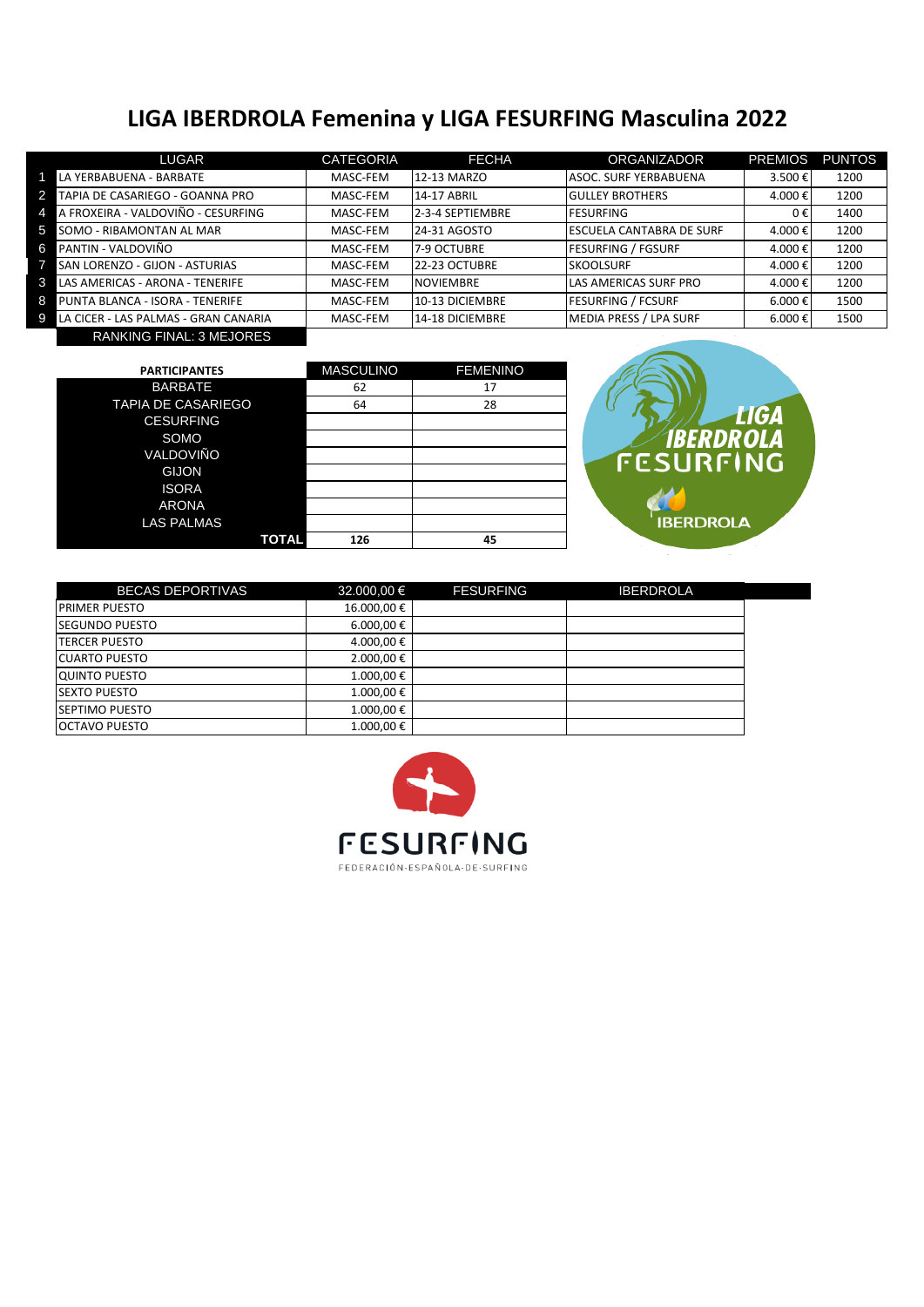# LIGA IBERDROLA Femenina y LIGA FESURFING Masculina 2022

| | LUGAR | CATEGORIA | FECHA | ORGANIZADOR | PREMIOS | PUNTOS |
|---|---|---|---|---|---|---|
| 1 | LA YERBABUENA - BARBATE | MASC-FEM | 12-13 MARZO | ASOC. SURF YERBABUENA | 3.500 € | 1200 |
| 2 | TAPIA DE CASARIEGO - GOANNA PRO | MASC-FEM | 14-17 ABRIL | GULLEY BROTHERS | 4.000 € | 1200 |
| 4 | A FROXEIRA - VALDOVIÑO - CESURFING | MASC-FEM | 2-3-4 SEPTIEMBRE | FESURFING | 0 € | 1400 |
| 5 | SOMO - RIBAMONTAN AL MAR | MASC-FEM | 24-31 AGOSTO | ESCUELA CANTABRA DE SURF | 4.000 € | 1200 |
| 6 | PANTIN - VALDOVIÑO | MASC-FEM | 7-9 OCTUBRE | FESURFING / FGSURF | 4.000 € | 1200 |
| 7 | SAN LORENZO - GIJON - ASTURIAS | MASC-FEM | 22-23 OCTUBRE | SKOOLSURF | 4.000 € | 1200 |
| 3 | LAS AMERICAS - ARONA - TENERIFE | MASC-FEM | NOVIEMBRE | LAS AMERICAS SURF PRO | 4.000 € | 1200 |
| 8 | PUNTA BLANCA - ISORA - TENERIFE | MASC-FEM | 10-13 DICIEMBRE | FESURFING / FCSURF | 6.000 € | 1500 |
| 9 | LA CICER - LAS PALMAS - GRAN CANARIA | MASC-FEM | 14-18 DICIEMBRE | MEDIA PRESS / LPA SURF | 6.000 € | 1500 |

RANKING FINAL: 3 MEJORES

| PARTICIPANTES | MASCULINO | FEMENINO |
|---|---|---|
| BARBATE | 62 | 17 |
| TAPIA DE CASARIEGO | 64 | 28 |
| CESURFING | | |
| SOMO | | |
| VALDOVIÑO | | |
| GIJON | | |
| ISORA | | |
| ARONA | | |
| LAS PALMAS | | |
| **TOTAL** | **126** | **45** |

| BECAS DEPORTIVAS | 32.000,00 € | FESURFING | IBERDROLA |
|---|---|---|---|
| PRIMER PUESTO | 16.000,00 € | | |
| SEGUNDO PUESTO | 6.000,00 € | | |
| TERCER PUESTO | 4.000,00 € | | |
| CUARTO PUESTO | 2.000,00 € | | |
| QUINTO PUESTO | 1.000,00 € | | |
| SEXTO PUESTO | 1.000,00 € | | |
| SEPTIMO PUESTO | 1.000,00 € | | |
| OCTAVO PUESTO | 1.000,00 € | | |

FESURFING
FEDERACIÓN·ESPAÑOLA·DE·SURFING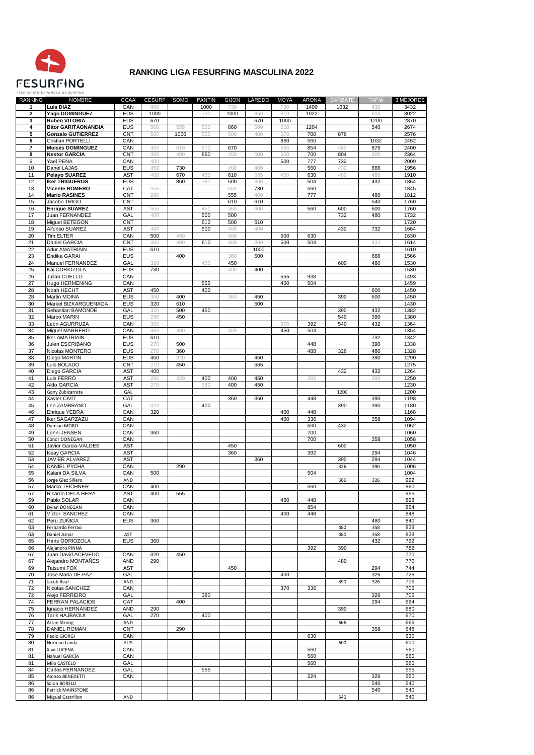# RANKING LIGA FESURFING MASCULINA 2022

| RANKING | NOMBRE | CCAA | CESURF | SOMO | PANTIN | GIJON | LAREDO | MOYA | ARONA | BARBATE | TAPIA | 3 MEJORES |
|---|---|---|---|---|---|---|---|---|---|---|---|---|
| 1 | **Luis DIAZ** | CAN | 860 | | 1000 | 730 | | 730 | 1400 | 1032 | 432 | 3432 |
| 2 | **Yago DOMINGUEZ** | EUS | 1000 | | 730 | 1000 | 860 | 610 | 1022 | | 804 | 3022 |
| 3 | **Ruben VITORIA** | EUS | 670 | | | | 670 | 1000 | | | 1200 | 2870 |
| 4 | **Bitor GARITAONANDIA** | EUS | 500 | 555 | 500 | 860 | 500 | 610 | 1204 | | 540 | 2674 |
| 5 | **Gonzalo GUTIERREZ** | CNT | 500 | 1000 | 500 | 500 | 400 | 670 | 700 | 876 | | 2576 |
| 6 | Cristian PORTELLI | CAN | | | | | | 860 | 560 | | 1032 | 2452 |
| 7 | **Moisés DOMINGUEZ** | CAN | 450 | 610 | 670 | 670 | | 555 | 854 | 480 | 876 | 2400 |
| 8 | **Nestor GARCIA** | CNT | 360 | 400 | 860 | 450 | 500 | 500 | 700 | 804 | 600 | 2364 |
| 9 | Yael PEÑA | CAN | 400 | | | | | 500 | 777 | 732 | | 2009 |
| 10 | Danel LAJAS | EUS | 450 | 730 | | 400 | 400 | | 560 | 432 | 666 | 1956 |
| 11 | **Pelayo SUAREZ** | AST | 400 | 670 | 450 | 610 | 555 | 450 | 630 | 480 | 480 | 1910 |
| 12 | **Iker TRIGUEROS** | EUS | | 860 | 380 | 500 | 360 | | 504 | | 432 | 1864 |
| 13 | **Vicente ROMERO** | CAT | 555 | | | 555 | 730 | | 560 | | | 1845 |
| 14 | **Mario RASINES** | CNT | 290 | | | 555 | 400 | | 777 | | 480 | 1812 |
| 15 | Jacobo TRIGO | CNT | | | | 610 | 610 | | | | 540 | 1760 |
| 16 | **Enrique SUAREZ** | AST | 555 | | 450 | 360 | 400 | | 560 | 600 | 600 | 1760 |
| 17 | Juan FERNANDEZ | GAL | 400 | | 500 | 500 | | | | 732 | 480 | 1732 |
| 18 | Miguel BETEGON | CNT | | | 610 | 500 | 610 | | | | | 1720 |
| 19 | Alfonso SUAREZ | AST | 400 | | 500 | 400 | 400 | | | 432 | 732 | 1664 |
| 20 | Tim ELTER | CAN | 500 | 450 | | 400 | | 500 | 630 | | | 1630 |
| 21 | Daniel GARCIA | CNT | 360 | 400 | 610 | 400 | 360 | 500 | 504 | | 432 | 1614 |
| 22 | Adur AMATRIAIN | EUS | 610 | | | | 1000 | | | | | 1610 |
| 23 | Endika GARAI | EUS | | 400 | | 360 | 500 | | | | 666 | 1566 |
| 24 | Manuel FERNANDEZ | GAL | 320 | | 450 | 450 | | | | 600 | 480 | 1530 |
| 25 | Kai ODRIOZOLA | EUS | 730 | | | 400 | 400 | | | | | 1530 |
| 26 | Julian CUELLO | CAN | | | | | | 555 | 938 | | | 1493 |
| 27 | Hugo HERMENING | CAN | | | 555 | | | 400 | 504 | | | 1459 |
| 28 | Noah HECHT | AST | 450 | | 400 | | | | | | 600 | 1450 |
| 28 | Martin MOINA | EUS | 360 | 400 | | 360 | 450 | | | 390 | 600 | 1450 |
| 30 | Markel BIZKARGUENAGA | EUS | 320 | 610 | | | 500 | | | | | 1430 |
| 31 | Sebastian BAMONDE | GAL | 320 | 500 | 450 | | | | | 390 | 432 | 1382 |
| 32 | Marco MARIN | EUS | 290 | 450 | | | | | | 540 | 390 | 1380 |
| 33 | León AGURRUZA | CAN | 360 | | | | | 370 | 392 | 540 | 432 | 1364 |
| 34 | Miguel MARRERO | CAN | 360 | 400 | | 400 | | 450 | 504 | | | 1354 |
| 35 | Iker AMATRIAIN | EUS | 610 | | | | | | | | 732 | 1342 |
| 36 | Julen ESCRIBANO | EUS | 270 | 500 | | | | | 448 | | 390 | 1338 |
| 37 | Nicolas MONTERO | EUS | 270 | 360 | | | | | 488 | 326 | 480 | 1328 |
| 38 | Diego MARTIN | EUS | 450 | 320 | | | 450 | | | | 390 | 1290 |
| 39 | Luis BOLADO | CNT | 270 | 450 | | | 555 | | | | | 1275 |
| 40 | Diego GARCIA | AST | 400 | | | | | | | 432 | 432 | 1264 |
| 41 | Luis FERRO | AST | 290 | 320 | 400 | 400 | 450 | | 392 | | 390 | 1250 |
| 42 | Aldo GARCIA | AST | 270 | | 380 | 400 | 450 | | | | | 1230 |
| 43 | Gony Zubizarreta | GAL | | | | | | | | 1200 | | 1200 |
| 44 | Xavier CIVIT | CAT | | | | 360 | 360 | | 448 | | 390 | 1198 |
| 45 | Leo ZAMBRANO | GAL | 320 | | 400 | | | | | 390 | 390 | 1180 |
| 46 | Enrique YEBRA | CAN | 320 | | | | | 400 | 448 | | | 1168 |
| 47 | Iker SAGARZAZU | CAN | | | | | | 400 | 336 | | 358 | 1094 |
| 48 | Damian MORO | CAN | | | | | | | 630 | 432 | | 1062 |
| 49 | Lenni JENSEN | CAN | 360 | | | | | | 700 | | | 1060 |
| 50 | Conor DONEGAN | CAN | | | | | | | 700 | | 358 | 1058 |
| 51 | Javier Garcia-VALDES | AST | | | | 450 | | | | 600 | | 1050 |
| 52 | Issay GARCIA | AST | | | | 360 | | | 392 | | 294 | 1046 |
| 53 | JAVIER ALVAREZ | AST | | | | | 360 | | | 390 | 294 | 1044 |
| 54 | DANIEL PYCHA | CAN | | 290 | | | | | | 326 | 390 | 1006 |
| 55 | Kalani DA SILVA | CAN | 500 | | | | | | 504 | | | 1004 |
| 56 | Jorge Glez Sillero | AND | | | | | | | | 666 | 326 | 992 |
| 57 | Marco TEICHNER | CAN | 400 | | | | | | 560 | | | 960 |
| 57 | Ricardo DELA HERA | AST | 400 | 555 | | | | | | | | 955 |
| 59 | Pablo SOLAR | CAN | | | | | | 450 | 448 | | | 898 |
| 60 | Dylan DONEGAN | CAN | | | | | | | 854 | | | 854 |
| 61 | Víctor SANCHEZ | CAN | | | | | | 400 | 448 | | | 848 |
| 62 | Peru ZUÑIGA | EUS | 360 | | | | | | | | 480 | 840 |
| 63 | Fernando Ferrao | | | | | | | | | 480 | 358 | 838 |
| 63 | Daniel Aznar | AST | | | | | | | | 480 | 358 | 838 |
| 65 | Hans ODRIOZOLA | EUS | 360 | | | | | | | | 432 | 792 |
| 66 | Alejandro PINNA | | | | | | | | 392 | 390 | | 782 |
| 67 | Juan David ACEVEDO | CAN | 320 | 450 | | | | | | | | 770 |
| 67 | Alejandro MONTAÑES | AND | 290 | | | | | | | 480 | | 770 |
| 69 | Tatsumi FOX | AST | | | | 450 | | | | | 294 | 744 |
| 70 | Jose Maria DE PAZ | GAL | | | | | | 400 | | | 326 | 726 |
| 71 | Jacob Real | AND | | | | | | | | 390 | 326 | 716 |
| 72 | Nicolas SANCHEZ | CAN | | | | | | 370 | 336 | | | 706 |
| 72 | Alejo FERREIRO | GAL | | | 380 | | | | | | 326 | 706 |
| 74 | FERRAN PALACIOS | CAT | | 400 | | | | | | | 294 | 694 |
| 75 | Ignacio HERNÁNDEZ | AND | 290 | | | | | | | 390 | | 680 |
| 76 | Tarik HAJBAOUI | GAL | 270 | | 400 | | | | | | | 670 |
| 77 | Arran Strong | AND | | | | | | | | 666 | | 666 |
| 78 | DANIEL ROMAN | CNT | | 290 | | | | | | | 358 | 648 |
| 79 | Paolo GIORGI | CAN | | | | | | | 630 | | | 630 |
| 80 | Norman Landa | EUS | | | | | | | | 600 | | 600 |
| 81 | Xavi LUCENA | CAN | | | | | | | 560 | | | 560 |
| 81 | Nahuel GARCÍA | CAN | | | | | | | 560 | | | 560 |
| 81 | Milo CASTELO | GAL | | | | | | | 560 | | | 560 |
| 84 | Carlos FERNANDEZ | GAL | | | 555 | | | | | | | 555 |
| 85 | Alonso BENEDETTI | CAN | | | | | | | 224 | | 326 | 550 |
| 86 | Saion BORELLI | | | | | | | | | | 540 | 540 |
| 86 | Patrick MAINSTONE | | | | | | | | | | 540 | 540 |
| 86 | Miguel Castrillon | AND | | | | | | | | 540 | | 540 |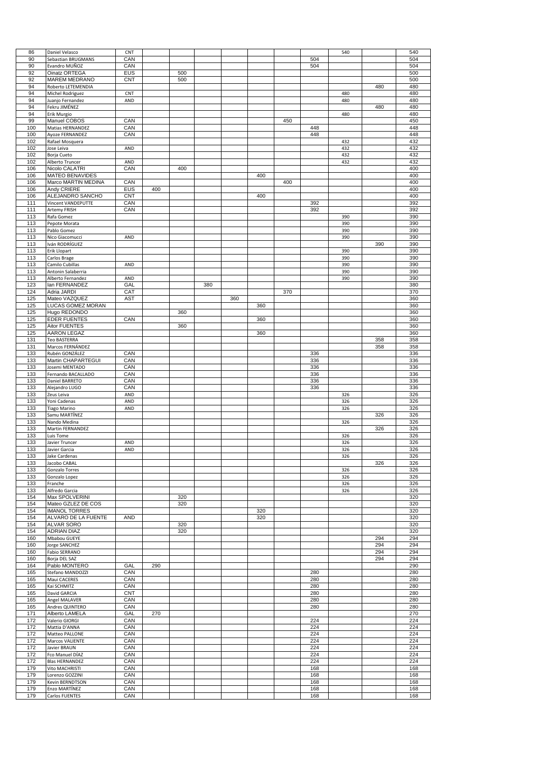| | | | | | | | | | | | | |
|---|---|---|---|---|---|---|---|---|---|---|---|---|
| 86 | Daniel Velasco | CNT | | | | | | | | 540 | | 540 |
| 90 | Sebastian BRUGMANS | CAN | | | | | | | 504 | | | 504 |
| 90 | Evandro MUÑOZ | CAN | | | | | | | 504 | | | 504 |
| 92 | Oinatz ORTEGA | EUS | | 500 | | | | | | | | 500 |
| 92 | MAREM MEDRANO | CNT | | 500 | | | | | | | | 500 |
| 94 | Roberto LETEMENDIA | | | | | | | | | | 480 | 480 |
| 94 | Michel Rodriguez | CNT | | | | | | | | 480 | | 480 |
| 94 | Juanjo Fernandez | AND | | | | | | | | 480 | | 480 |
| 94 | Fekru JIMÉNEZ | | | | | | | | | | 480 | 480 |
| 94 | Erik Murgio | | | | | | | | | 480 | | 480 |
| 99 | Manuel COBOS | CAN | | | | | | 450 | | | | 450 |
| 100 | Matias HERNANDEZ | CAN | | | | | | | 448 | | | 448 |
| 100 | Ayoze FERNANDEZ | CAN | | | | | | | 448 | | | 448 |
| 102 | Rafael Mosquera | | | | | | | | | 432 | | 432 |
| 102 | Jose Leiva | AND | | | | | | | | 432 | | 432 |
| 102 | Borja Cueto | | | | | | | | | 432 | | 432 |
| 102 | Alberto Truncer | AND | | | | | | | | 432 | | 432 |
| 106 | Nicolo CALATRI | CAN | | 400 | | | | | | | | 400 |
| 106 | MATEO BENAVIDES | | | | | | 400 | | | | | 400 |
| 106 | Marco MARTIN MEDINA | CAN | | | | | | 400 | | | | 400 |
| 106 | Andy CRIERE | EUS | 400 | | | | | | | | | 400 |
| 106 | ALEJANDRO SANCHO | CNT | | | | | 400 | | | | | 400 |
| 111 | Vincent VANDEPUTTE | CAN | | | | | | | 392 | | | 392 |
| 111 | Artemy FRISH | CAN | | | | | | | 392 | | | 392 |
| 113 | Rafa Gomez | | | | | | | | | 390 | | 390 |
| 113 | Pepote Morata | | | | | | | | | 390 | | 390 |
| 113 | Pablo Gomez | | | | | | | | | 390 | | 390 |
| 113 | Nico Giacomucci | AND | | | | | | | | 390 | | 390 |
| 113 | Iván RODRÍGUEZ | | | | | | | | | | 390 | 390 |
| 113 | Erik Llopart | | | | | | | | | 390 | | 390 |
| 113 | Carlos Brage | | | | | | | | | 390 | | 390 |
| 113 | Camilo Cubillas | AND | | | | | | | | 390 | | 390 |
| 113 | Antonin Salaberria | | | | | | | | | 390 | | 390 |
| 113 | Alberto Fernandez | AND | | | | | | | | 390 | | 390 |
| 123 | Ian FERNANDEZ | GAL | | | 380 | | | | | | | 380 |
| 124 | Adria JARDI | CAT | | | | | | 370 | | | | 370 |
| 125 | Mateo VAZQUEZ | AST | | | | 360 | | | | | | 360 |
| 125 | LUCAS GOMEZ MORAN | | | | | | 360 | | | | | 360 |
| 125 | Hugo REDONDO | | | 360 | | | | | | | | 360 |
| 125 | EDER FUENTES | CAN | | | | | 360 | | | | | 360 |
| 125 | Aitor FUENTES | | | 360 | | | | | | | | 360 |
| 125 | AARON LEGAZ | | | | | | 360 | | | | | 360 |
| 131 | Teo BASTERRA | | | | | | | | | | 358 | 358 |
| 131 | Marcos FERNÁNDEZ | | | | | | | | | | 358 | 358 |
| 133 | Rubén GONZÁLEZ | CAN | | | | | | | 336 | | | 336 |
| 133 | Martin CHAPARTEGUI | CAN | | | | | | | 336 | | | 336 |
| 133 | Josemi MENTADO | CAN | | | | | | | 336 | | | 336 |
| 133 | Fernando BACALLADO | CAN | | | | | | | 336 | | | 336 |
| 133 | Daniel BARRETO | CAN | | | | | | | 336 | | | 336 |
| 133 | Alejandro LUGO | CAN | | | | | | | 336 | | | 336 |
| 133 | Zeus Leiva | AND | | | | | | | | 326 | | 326 |
| 133 | Yoni Cadenas | AND | | | | | | | | 326 | | 326 |
| 133 | Tiago Marino | AND | | | | | | | | 326 | | 326 |
| 133 | Samu MARTÍNEZ | | | | | | | | | | 326 | 326 |
| 133 | Nando Medina | | | | | | | | | 326 | | 326 |
| 133 | Martin FERNANDEZ | | | | | | | | | | 326 | 326 |
| 133 | Luis Tome | | | | | | | | | 326 | | 326 |
| 133 | Javier Truncer | AND | | | | | | | | 326 | | 326 |
| 133 | Javier Garcia | AND | | | | | | | | 326 | | 326 |
| 133 | Jake Cardenas | | | | | | | | | 326 | | 326 |
| 133 | Jacobo CABAL | | | | | | | | | | 326 | 326 |
| 133 | Gonzalo Torres | | | | | | | | | 326 | | 326 |
| 133 | Gonzalo Lopez | | | | | | | | | 326 | | 326 |
| 133 | Franche | | | | | | | | | 326 | | 326 |
| 133 | Alfredo Garcia | | | | | | | | | 326 | | 326 |
| 154 | Max SPOLVERINI | | | 320 | | | | | | | | 320 |
| 154 | Mateo GZLEZ DE COS | | | 320 | | | | | | | | 320 |
| 154 | IMANOL TORRES | | | | | | 320 | | | | | 320 |
| 154 | ALVARO DE LA FUENTE | AND | | | | | 320 | | | | | 320 |
| 154 | ALVAR SORO | | | 320 | | | | | | | | 320 |
| 154 | ADRIAN DIAZ | | | 320 | | | | | | | | 320 |
| 160 | Mbabou GUEYE | | | | | | | | | | 294 | 294 |
| 160 | Jorge SANCHEZ | | | | | | | | | | 294 | 294 |
| 160 | Fabio SERRANO | | | | | | | | | | 294 | 294 |
| 160 | Borja DEL SAZ | | | | | | | | | | 294 | 294 |
| 164 | Pablo MONTERO | GAL | 290 | | | | | | | | | 290 |
| 165 | Stefano MANDOZZI | CAN | | | | | | | 280 | | | 280 |
| 165 | Maui CACERES | CAN | | | | | | | 280 | | | 280 |
| 165 | Kai SCHMITZ | CAN | | | | | | | 280 | | | 280 |
| 165 | David GARCIA | CNT | | | | | | | 280 | | | 280 |
| 165 | Angel MALAVER | CAN | | | | | | | 280 | | | 280 |
| 165 | Andres QUINTERO | CAN | | | | | | | 280 | | | 280 |
| 171 | Alberto LAMELA | GAL | 270 | | | | | | | | | 270 |
| 172 | Valerio GIORGI | CAN | | | | | | | 224 | | | 224 |
| 172 | Mattia D'ANNA | CAN | | | | | | | 224 | | | 224 |
| 172 | Matteo PALLONE | CAN | | | | | | | 224 | | | 224 |
| 172 | Marcos VALIENTE | CAN | | | | | | | 224 | | | 224 |
| 172 | Javier BRAUN | CAN | | | | | | | 224 | | | 224 |
| 172 | Fco Manuel DÍAZ | CAN | | | | | | | 224 | | | 224 |
| 172 | Blas HERNANDEZ | CAN | | | | | | | 224 | | | 224 |
| 179 | Vito MACHRISTI | CAN | | | | | | | 168 | | | 168 |
| 179 | Lorenzo GOZZINI | CAN | | | | | | | 168 | | | 168 |
| 179 | Kevin BERNDTSON | CAN | | | | | | | 168 | | | 168 |
| 179 | Enzo MARTÍNEZ | CAN | | | | | | | 168 | | | 168 |
| 179 | Carlos FUENTES | CAN | | | | | | | 168 | | | 168 |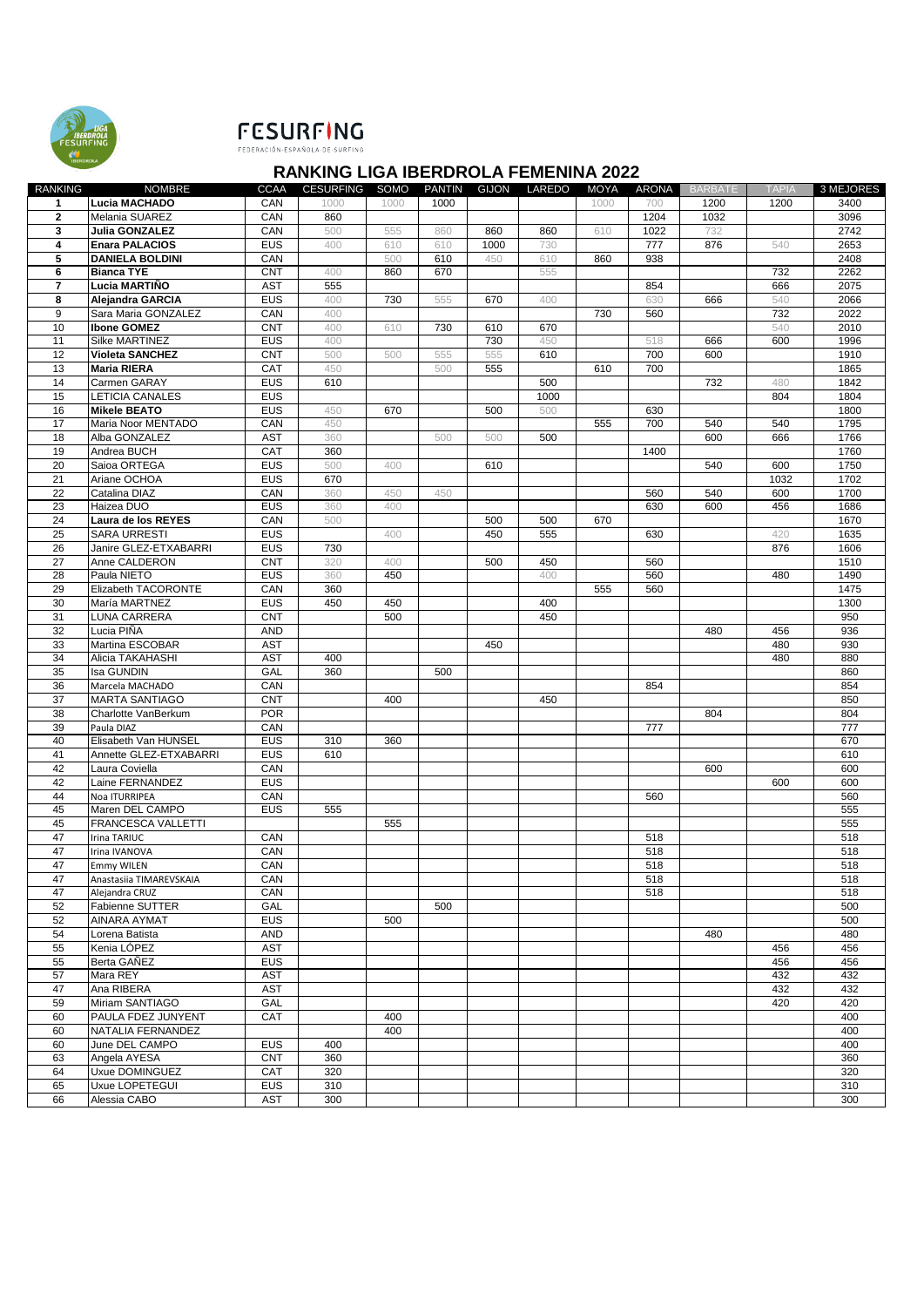FESURFING

FEDERACIÓN ESPAÑOLA DE SURFING

## RANKING LIGA IBERDROLA FEMENINA 2022

| RANKING | NOMBRE | CCAA | CESURFING | SOMO | PANTIN | GIJON | LAREDO | MOYA | ARONA | BARBATE | TAPIA | 3 MEJORES |
|---|---|---|---|---|---|---|---|---|---|---|---|---|
| 1 | **Lucia MACHADO** | CAN | 1000 | 1000 | 1000 | | | 1000 | 700 | 1200 | 1200 | 3400 |
| 2 | Melania SUAREZ | CAN | 860 | | | | | | 1204 | 1032 | | 3096 |
| 3 | **Julia GONZALEZ** | CAN | 500 | 555 | 860 | 860 | 860 | 610 | 1022 | 732 | | 2742 |
| 4 | **Enara PALACIOS** | EUS | 400 | 610 | 610 | 1000 | 730 | | 777 | 876 | 540 | 2653 |
| 5 | **DANIELA BOLDINI** | CAN | | 500 | 610 | 450 | 610 | 860 | 938 | | | 2408 |
| 6 | **Bianca TYE** | CNT | 400 | 860 | 670 | | 555 | | | | 732 | 2262 |
| 7 | **Lucia MARTIÑO** | AST | 555 | | | | | | 854 | | 666 | 2075 |
| 8 | **Alejandra GARCIA** | EUS | 400 | 730 | 555 | 670 | 400 | | 630 | 666 | 540 | 2066 |
| 9 | Sara Maria GONZALEZ | CAN | 400 | | | | | 730 | 560 | | 732 | 2022 |
| 10 | **Ibone GOMEZ** | CNT | 400 | 610 | 730 | 610 | 670 | | | | 540 | 2010 |
| 11 | Silke MARTINEZ | EUS | 400 | | | 730 | 450 | | 518 | 666 | 600 | 1996 |
| 12 | **Violeta SANCHEZ** | CNT | 500 | 500 | 555 | 555 | 610 | | 700 | 600 | | 1910 |
| 13 | **Maria RIERA** | CAT | 450 | | 500 | 555 | | 610 | 700 | | | 1865 |
| 14 | Carmen GARAY | EUS | 610 | | | | 500 | | | 732 | 480 | 1842 |
| 15 | LETICIA CANALES | EUS | | | | | 1000 | | | | 804 | 1804 |
| 16 | **Mikele BEATO** | EUS | 450 | 670 | | 500 | 500 | | 630 | | | 1800 |
| 17 | Maria Noor MENTADO | CAN | 450 | | | | | 555 | 700 | 540 | 540 | 1795 |
| 18 | Alba GONZALEZ | AST | 360 | | 500 | 500 | 500 | | | 600 | 666 | 1766 |
| 19 | Andrea BUCH | CAT | 360 | | | | | | 1400 | | | 1760 |
| 20 | Saioa ORTEGA | EUS | 500 | 400 | | 610 | | | | 540 | 600 | 1750 |
| 21 | Ariane OCHOA | EUS | 670 | | | | | | | | 1032 | 1702 |
| 22 | Catalina DIAZ | CAN | 360 | 450 | 450 | | | | 560 | 540 | 600 | 1700 |
| 23 | Haizea DUO | EUS | 360 | 400 | | | | | 630 | 600 | 456 | 1686 |
| 24 | **Laura de los REYES** | CAN | 500 | | | 500 | 500 | 670 | | | | 1670 |
| 25 | SARA URRESTI | EUS | | 400 | | 450 | 555 | | 630 | | 420 | 1635 |
| 26 | Janire GLEZ-ETXABARRI | EUS | 730 | | | | | | | | 876 | 1606 |
| 27 | Anne CALDERON | CNT | 320 | 400 | | 500 | 450 | | 560 | | | 1510 |
| 28 | Paula NIETO | EUS | 360 | 450 | | | 400 | | 560 | | 480 | 1490 |
| 29 | Elizabeth TACORONTE | CAN | 360 | | | | | 555 | 560 | | | 1475 |
| 30 | María MARTNEZ | EUS | 450 | 450 | | | 400 | | | | | 1300 |
| 31 | LUNA CARRERA | CNT | | 500 | | | 450 | | | | | 950 |
| 32 | Lucia PIÑA | AND | | | | | | | | 480 | 456 | 936 |
| 33 | Martina ESCOBAR | AST | | | | 450 | | | | | 480 | 930 |
| 34 | Alicia TAKAHASHI | AST | 400 | | | | | | | | 480 | 880 |
| 35 | Isa GUNDIN | GAL | 360 | | 500 | | | | | | | 860 |
| 36 | Marcela MACHADO | CAN | | | | | | | 854 | | | 854 |
| 37 | MARTA SANTIAGO | CNT | | 400 | | | 450 | | | | | 850 |
| 38 | Charlotte VanBerkum | POR | | | | | | | | 804 | | 804 |
| 39 | Paula DIAZ | CAN | | | | | | | 777 | | | 777 |
| 40 | Elisabeth Van HUNSEL | EUS | 310 | 360 | | | | | | | | 670 |
| 41 | Annette GLEZ-ETXABARRI | EUS | 610 | | | | | | | | | 610 |
| 42 | Laura Coviella | CAN | | | | | | | | 600 | | 600 |
| 42 | Laine FERNANDEZ | EUS | | | | | | | | | 600 | 600 |
| 44 | Noa ITURRIPEA | CAN | | | | | | | 560 | | | 560 |
| 45 | Maren DEL CAMPO | EUS | 555 | | | | | | | | | 555 |
| 45 | FRANCESCA VALLETTI | | | 555 | | | | | | | | 555 |
| 47 | Irina TARIUC | CAN | | | | | | | 518 | | | 518 |
| 47 | Irina IVANOVA | CAN | | | | | | | 518 | | | 518 |
| 47 | Emmy WILEN | CAN | | | | | | | 518 | | | 518 |
| 47 | Anastasiia TIMAREVSKAIA | CAN | | | | | | | 518 | | | 518 |
| 47 | Alejandra CRUZ | CAN | | | | | | | 518 | | | 518 |
| 52 | Fabienne SUTTER | GAL | | | 500 | | | | | | | 500 |
| 52 | AINARA AYMAT | EUS | | 500 | | | | | | | | 500 |
| 54 | Lorena Batista | AND | | | | | | | | 480 | | 480 |
| 55 | Kenia LÓPEZ | AST | | | | | | | | | 456 | 456 |
| 55 | Berta GAÑEZ | EUS | | | | | | | | | 456 | 456 |
| 57 | Mara REY | AST | | | | | | | | | 432 | 432 |
| 47 | Ana RIBERA | AST | | | | | | | | | 432 | 432 |
| 59 | Miriam SANTIAGO | GAL | | | | | | | | | 420 | 420 |
| 60 | PAULA FDEZ JUNYENT | CAT | | 400 | | | | | | | | 400 |
| 60 | NATALIA FERNANDEZ | | | 400 | | | | | | | | 400 |
| 60 | June DEL CAMPO | EUS | 400 | | | | | | | | | 400 |
| 63 | Angela AYESA | CNT | 360 | | | | | | | | | 360 |
| 64 | Uxue DOMINGUEZ | CAT | 320 | | | | | | | | | 320 |
| 65 | Uxue LOPETEGUI | EUS | 310 | | | | | | | | | 310 |
| 66 | Alessia CABO | AST | 300 | | | | | | | | | 300 |